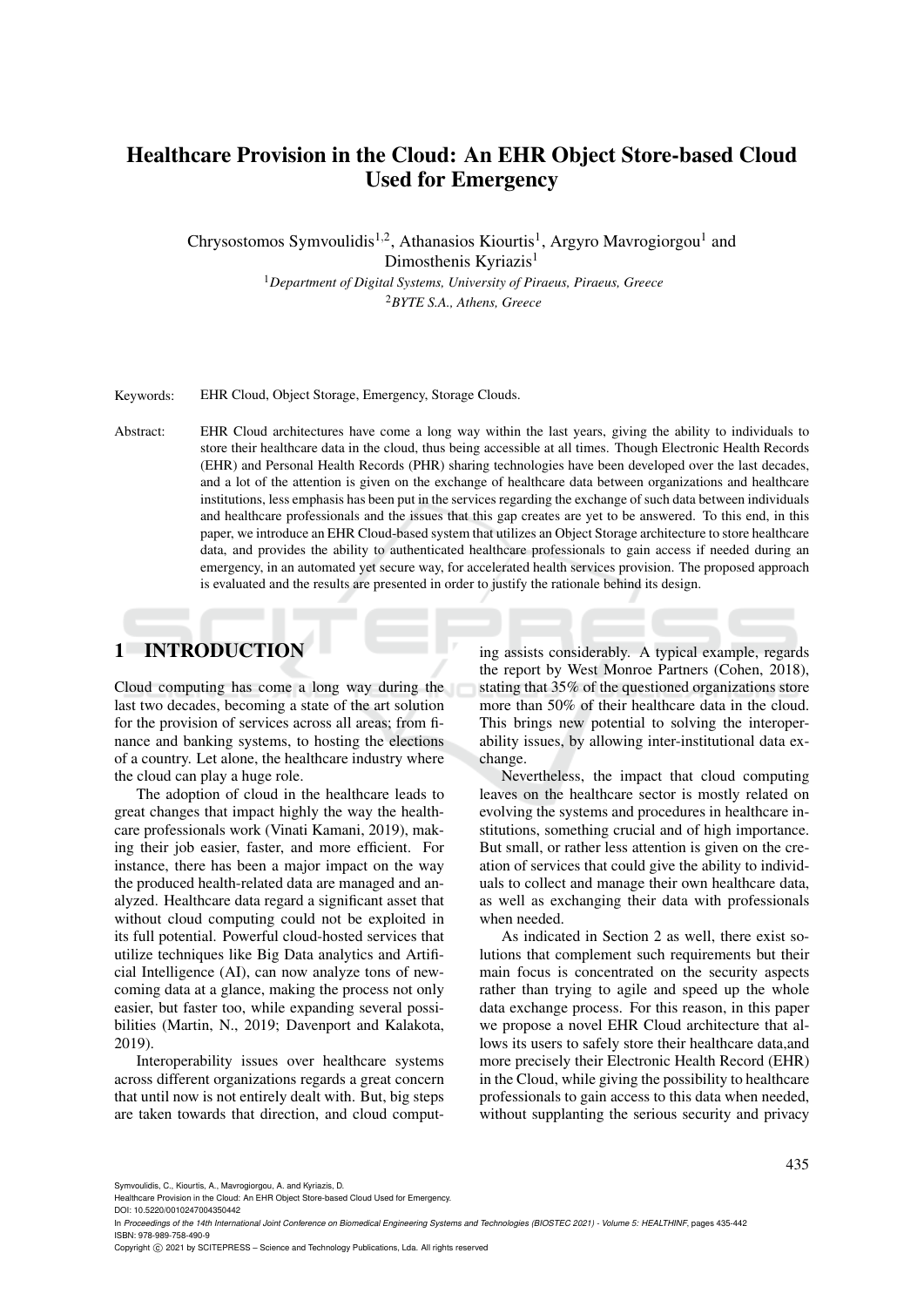# Healthcare Provision in the Cloud: An EHR Object Store-based Cloud Used for Emergency

Chrysostomos Symvoulidis[1,2], Athanasios Kiourtis[1], Argyro Mavrogiorgou[1] and Dimosthenis Kyriazis[1]

[1]*Department of Digital Systems, University of Piraeus, Piraeus, Greece*
[2]*BYTE S.A., Athens, Greece*

Keywords: EHR Cloud, Object Storage, Emergency, Storage Clouds.

Abstract: EHR Cloud architectures have come a long way within the last years, giving the ability to individuals to store their healthcare data in the cloud, thus being accessible at all times. Though Electronic Health Records (EHR) and Personal Health Records (PHR) sharing technologies have been developed over the last decades, and a lot of the attention is given on the exchange of healthcare data between organizations and healthcare institutions, less emphasis has been put in the services regarding the exchange of such data between individuals and healthcare professionals and the issues that this gap creates are yet to be answered. To this end, in this paper, we introduce an EHR Cloud-based system that utilizes an Object Storage architecture to store healthcare data, and provides the ability to authenticated healthcare professionals to gain access if needed during an emergency, in an automated yet secure way, for accelerated health services provision. The proposed approach is evaluated and the results are presented in order to justify the rationale behind its design.

## 1 INTRODUCTION

Cloud computing has come a long way during the last two decades, becoming a state of the art solution for the provision of services across all areas; from finance and banking systems, to hosting the elections of a country. Let alone, the healthcare industry where the cloud can play a huge role.

The adoption of cloud in the healthcare leads to great changes that impact highly the way the healthcare professionals work (Vinati Kamani, 2019), making their job easier, faster, and more efficient. For instance, there has been a major impact on the way the produced health-related data are managed and analyzed. Healthcare data regard a significant asset that without cloud computing could not be exploited in its full potential. Powerful cloud-hosted services that utilize techniques like Big Data analytics and Artificial Intelligence (AI), can now analyze tons of newcoming data at a glance, making the process not only easier, but faster too, while expanding several possibilities (Martin, N., 2019; Davenport and Kalakota, 2019).

Interoperability issues over healthcare systems across different organizations regards a great concern that until now is not entirely dealt with. But, big steps are taken towards that direction, and cloud computing assists considerably. A typical example, regards the report by West Monroe Partners (Cohen, 2018), stating that 35% of the questioned organizations store more than 50% of their healthcare data in the cloud. This brings new potential to solving the interoperability issues, by allowing inter-institutional data exchange.

Nevertheless, the impact that cloud computing leaves on the healthcare sector is mostly related on evolving the systems and procedures in healthcare institutions, something crucial and of high importance. But small, or rather less attention is given on the creation of services that could give the ability to individuals to collect and manage their own healthcare data, as well as exchanging their data with professionals when needed.

As indicated in Section 2 as well, there exist solutions that complement such requirements but their main focus is concentrated on the security aspects rather than trying to agile and speed up the whole data exchange process. For this reason, in this paper we propose a novel EHR Cloud architecture that allows its users to safely store their healthcare data,and more precisely their Electronic Health Record (EHR) in the Cloud, while giving the possibility to healthcare professionals to gain access to this data when needed, without supplanting the serious security and privacy

Symvoulidis, C., Kiourtis, A., Mavrogiorgou, A. and Kyriazis, D.
Healthcare Provision in the Cloud: An EHR Object Store-based Cloud Used for Emergency.
DOI: 10.5220/0010247004350442
In *Proceedings of the 14th International Joint Conference on Biomedical Engineering Systems and Technologies (BIOSTEC 2021) - Volume 5: HEALTHINF*, pages 435-442
ISBN: 978-989-758-490-9
Copyright © 2021 by SCITEPRESS – Science and Technology Publications, Lda. All rights reserved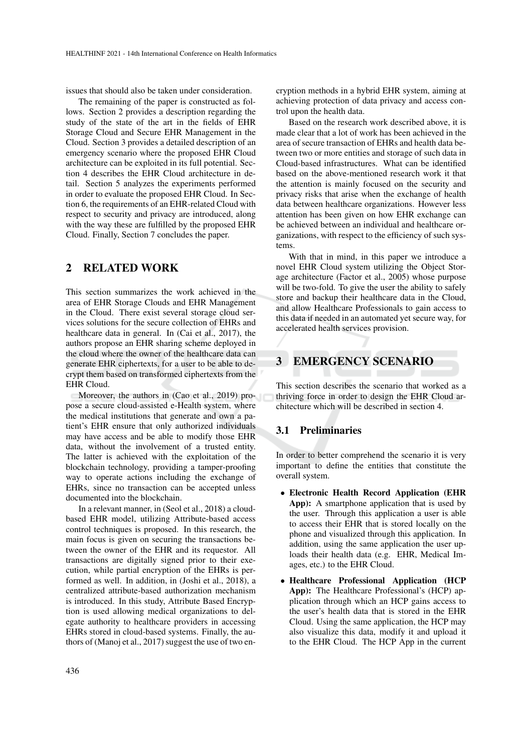issues that should also be taken under consideration.

The remaining of the paper is constructed as follows. Section 2 provides a description regarding the study of the state of the art in the fields of EHR Storage Cloud and Secure EHR Management in the Cloud. Section 3 provides a detailed description of an emergency scenario where the proposed EHR Cloud architecture can be exploited in its full potential. Section 4 describes the EHR Cloud architecture in detail. Section 5 analyzes the experiments performed in order to evaluate the proposed EHR Cloud. In Section 6, the requirements of an EHR-related Cloud with respect to security and privacy are introduced, along with the way these are fulfilled by the proposed EHR Cloud. Finally, Section 7 concludes the paper.

## 2 RELATED WORK

This section summarizes the work achieved in the area of EHR Storage Clouds and EHR Management in the Cloud. There exist several storage cloud services solutions for the secure collection of EHRs and healthcare data in general. In (Cai et al., 2017), the authors propose an EHR sharing scheme deployed in the cloud where the owner of the healthcare data can generate EHR ciphertexts, for a user to be able to decrypt them based on transformed ciphertexts from the EHR Cloud.

Moreover, the authors in (Cao et al., 2019) propose a secure cloud-assisted e-Health system, where the medical institutions that generate and own a patient's EHR ensure that only authorized individuals may have access and be able to modify those EHR data, without the involvement of a trusted entity. The latter is achieved with the exploitation of the blockchain technology, providing a tamper-proofing way to operate actions including the exchange of EHRs, since no transaction can be accepted unless documented into the blockchain.

In a relevant manner, in (Seol et al., 2018) a cloud-based EHR model, utilizing Attribute-based access control techniques is proposed. In this research, the main focus is given on securing the transactions between the owner of the EHR and its requestor. All transactions are digitally signed prior to their execution, while partial encryption of the EHRs is performed as well. In addition, in (Joshi et al., 2018), a centralized attribute-based authorization mechanism is introduced. In this study, Attribute Based Encryption is used allowing medical organizations to delegate authority to healthcare providers in accessing EHRs stored in cloud-based systems. Finally, the authors of (Manoj et al., 2017) suggest the use of two encryption methods in a hybrid EHR system, aiming at achieving protection of data privacy and access control upon the health data.

Based on the research work described above, it is made clear that a lot of work has been achieved in the area of secure transaction of EHRs and health data between two or more entities and storage of such data in Cloud-based infrastructures. What can be identified based on the above-mentioned research work it that the attention is mainly focused on the security and privacy risks that arise when the exchange of health data between healthcare organizations. However less attention has been given on how EHR exchange can be achieved between an individual and healthcare organizations, with respect to the efficiency of such systems.

With that in mind, in this paper we introduce a novel EHR Cloud system utilizing the Object Storage architecture (Factor et al., 2005) whose purpose will be two-fold. To give the user the ability to safely store and backup their healthcare data in the Cloud, and allow Healthcare Professionals to gain access to this data if needed in an automated yet secure way, for accelerated health services provision.

## 3 EMERGENCY SCENARIO

This section describes the scenario that worked as a thriving force in order to design the EHR Cloud architecture which will be described in section 4.

### 3.1 Preliminaries

In order to better comprehend the scenario it is very important to define the entities that constitute the overall system.

- **Electronic Health Record Application (EHR App):** A smartphone application that is used by the user. Through this application a user is able to access their EHR that is stored locally on the phone and visualized through this application. In addition, using the same application the user uploads their health data (e.g. EHR, Medical Images, etc.) to the EHR Cloud.
- **Healthcare Professional Application (HCP App):** The Healthcare Professional's (HCP) application through which an HCP gains access to the user's health data that is stored in the EHR Cloud. Using the same application, the HCP may also visualize this data, modify it and upload it to the EHR Cloud. The HCP App in the current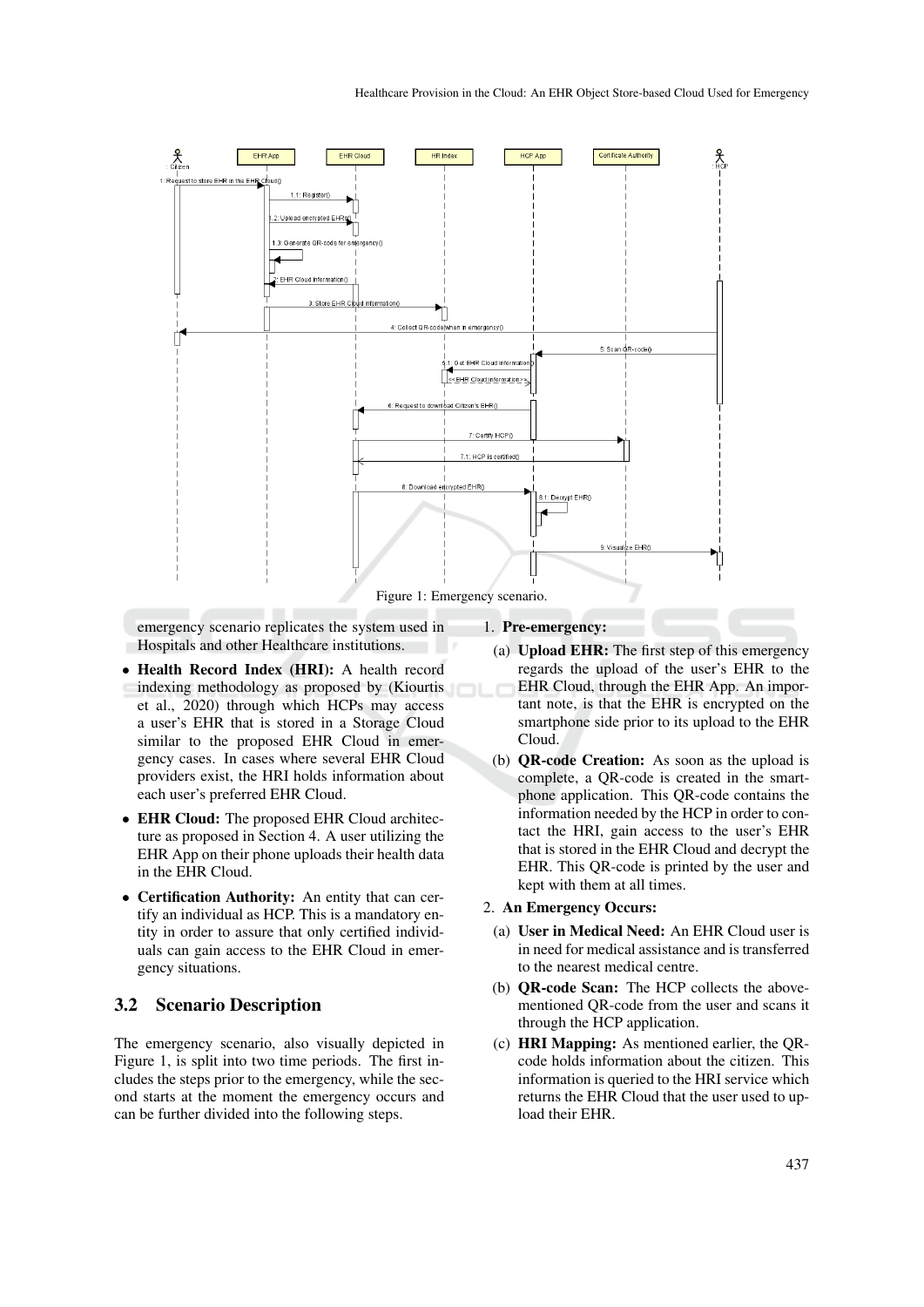Figure 1: Emergency scenario.

emergency scenario replicates the system used in Hospitals and other Healthcare institutions.

- **Health Record Index (HRI):** A health record indexing methodology as proposed by (Kiourtis et al., 2020) through which HCPs may access a user's EHR that is stored in a Storage Cloud similar to the proposed EHR Cloud in emergency cases. In cases where several EHR Cloud providers exist, the HRI holds information about each user's preferred EHR Cloud.
- **EHR Cloud:** The proposed EHR Cloud architecture as proposed in Section 4. A user utilizing the EHR App on their phone uploads their health data in the EHR Cloud.
- **Certification Authority:** An entity that can certify an individual as HCP. This is a mandatory entity in order to assure that only certified individuals can gain access to the EHR Cloud in emergency situations.

## 3.2 Scenario Description

The emergency scenario, also visually depicted in Figure 1, is split into two time periods. The first includes the steps prior to the emergency, while the second starts at the moment the emergency occurs and can be further divided into the following steps.

1. **Pre-emergency:**
   (a) **Upload EHR:** The first step of this emergency regards the upload of the user's EHR to the EHR Cloud, through the EHR App. An important note, is that the EHR is encrypted on the smartphone side prior to its upload to the EHR Cloud.
   (b) **QR-code Creation:** As soon as the upload is complete, a QR-code is created in the smartphone application. This QR-code contains the information needed by the HCP in order to contact the HRI, gain access to the user's EHR that is stored in the EHR Cloud and decrypt the EHR. This QR-code is printed by the user and kept with them at all times.
2. **An Emergency Occurs:**
   (a) **User in Medical Need:** An EHR Cloud user is in need for medical assistance and is transferred to the nearest medical centre.
   (b) **QR-code Scan:** The HCP collects the above-mentioned QR-code from the user and scans it through the HCP application.
   (c) **HRI Mapping:** As mentioned earlier, the QR-code holds information about the citizen. This information is queried to the HRI service which returns the EHR Cloud that the user used to upload their EHR.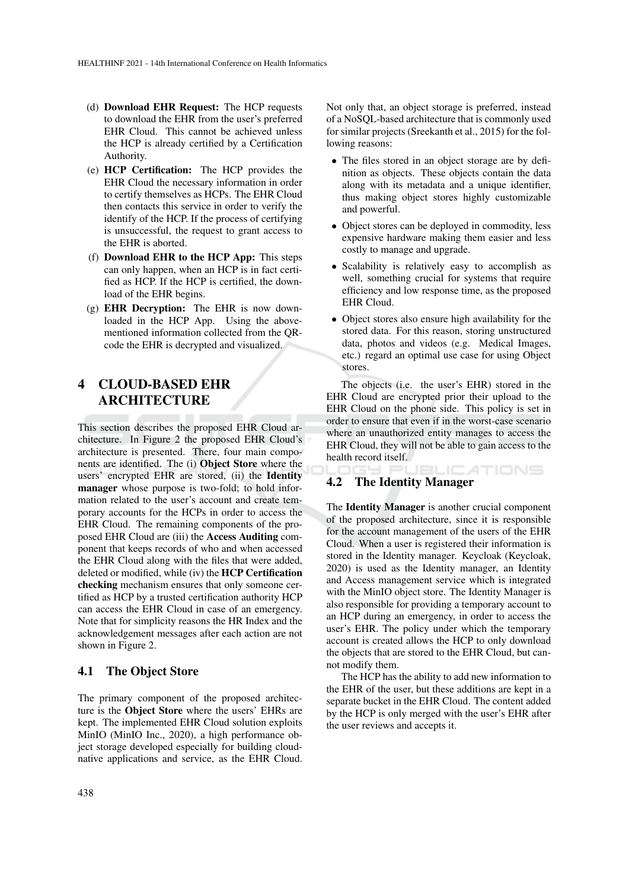(d) **Download EHR Request:** The HCP requests to download the EHR from the user's preferred EHR Cloud. This cannot be achieved unless the HCP is already certified by a Certification Authority.

(e) **HCP Certification:** The HCP provides the EHR Cloud the necessary information in order to certify themselves as HCPs. The EHR Cloud then contacts this service in order to verify the identify of the HCP. If the process of certifying is unsuccessful, the request to grant access to the EHR is aborted.

(f) **Download EHR to the HCP App:** This steps can only happen, when an HCP is in fact certified as HCP. If the HCP is certified, the download of the EHR begins.

(g) **EHR Decryption:** The EHR is now downloaded in the HCP App. Using the above-mentioned information collected from the QR-code the EHR is decrypted and visualized.

# 4 CLOUD-BASED EHR ARCHITECTURE

This section describes the proposed EHR Cloud architecture. In Figure 2 the proposed EHR Cloud's architecture is presented. There, four main components are identified. The (i) **Object Store** where the users' encrypted EHR are stored, (ii) the **Identity manager** whose purpose is two-fold; to hold information related to the user's account and create temporary accounts for the HCPs in order to access the EHR Cloud. The remaining components of the proposed EHR Cloud are (iii) the **Access Auditing** component that keeps records of who and when accessed the EHR Cloud along with the files that were added, deleted or modified, while (iv) the **HCP Certification checking** mechanism ensures that only someone certified as HCP by a trusted certification authority HCP can access the EHR Cloud in case of an emergency. Note that for simplicity reasons the HR Index and the acknowledgement messages after each action are not shown in Figure 2.

## 4.1 The Object Store

The primary component of the proposed architecture is the **Object Store** where the users' EHRs are kept. The implemented EHR Cloud solution exploits MinIO (MinIO Inc., 2020), a high performance object storage developed especially for building cloud-native applications and service, as the EHR Cloud. Not only that, an object storage is preferred, instead of a NoSQL-based architecture that is commonly used for similar projects (Sreekanth et al., 2015) for the following reasons:

- The files stored in an object storage are by definition as objects. These objects contain the data along with its metadata and a unique identifier, thus making object stores highly customizable and powerful.
- Object stores can be deployed in commodity, less expensive hardware making them easier and less costly to manage and upgrade.
- Scalability is relatively easy to accomplish as well, something crucial for systems that require efficiency and low response time, as the proposed EHR Cloud.
- Object stores also ensure high availability for the stored data. For this reason, storing unstructured data, photos and videos (e.g. Medical Images, etc.) regard an optimal use case for using Object stores.

The objects (i.e. the user's EHR) stored in the EHR Cloud are encrypted prior their upload to the EHR Cloud on the phone side. This policy is set in order to ensure that even if in the worst-case scenario where an unauthorized entity manages to access the EHR Cloud, they will not be able to gain access to the health record itself.

## 4.2 The Identity Manager

The **Identity Manager** is another crucial component of the proposed architecture, since it is responsible for the account management of the users of the EHR Cloud. When a user is registered their information is stored in the Identity manager. Keycloak (Keycloak, 2020) is used as the Identity manager, an Identity and Access management service which is integrated with the MinIO object store. The Identity Manager is also responsible for providing a temporary account to an HCP during an emergency, in order to access the user's EHR. The policy under which the temporary account is created allows the HCP to only download the objects that are stored to the EHR Cloud, but cannot modify them.

The HCP has the ability to add new information to the EHR of the user, but these additions are kept in a separate bucket in the EHR Cloud. The content added by the HCP is only merged with the user's EHR after the user reviews and accepts it.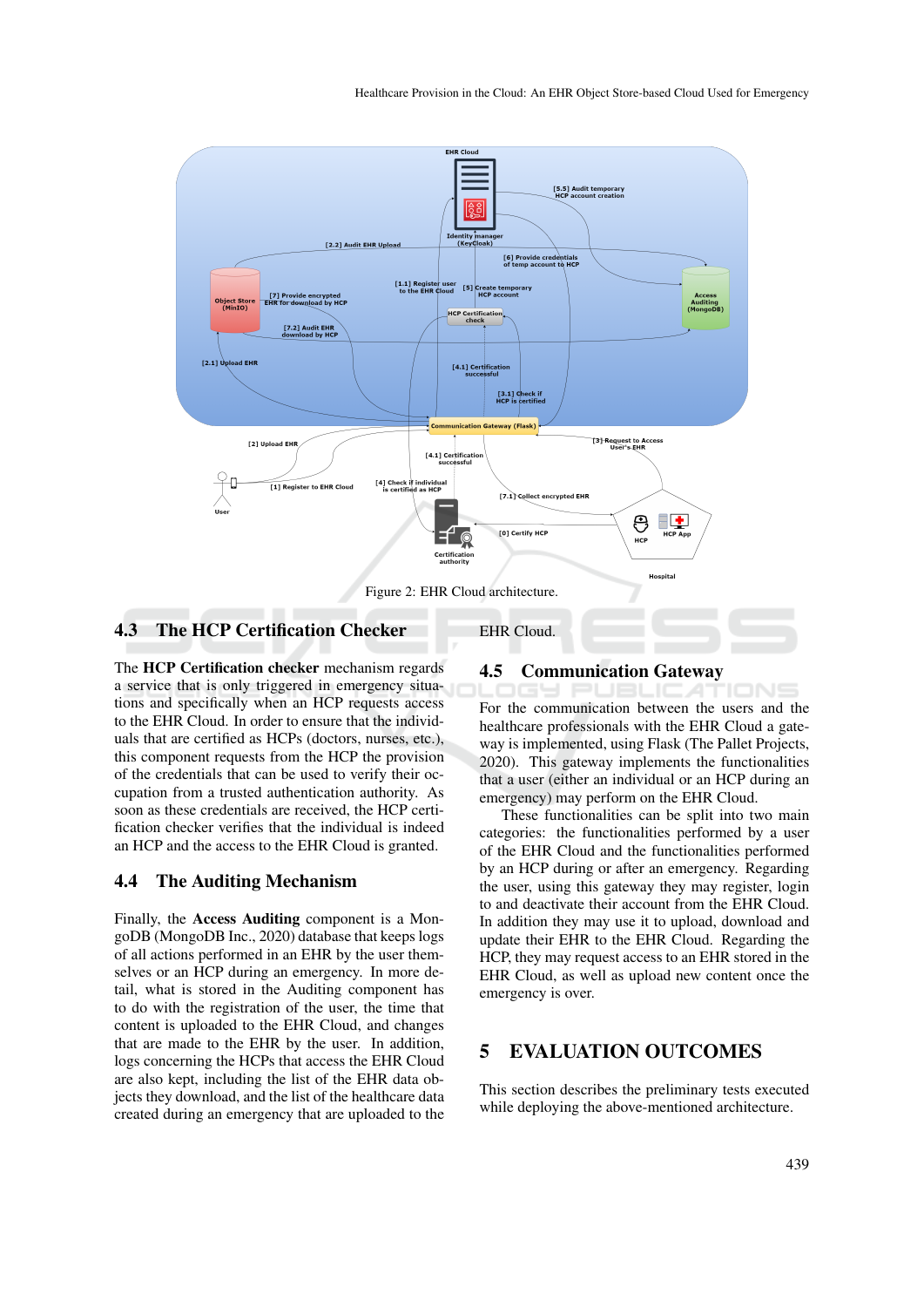Figure 2: EHR Cloud architecture.

### 4.3 The HCP Certification Checker

The **HCP Certification checker** mechanism regards a service that is only triggered in emergency situations and specifically when an HCP requests access to the EHR Cloud. In order to ensure that the individuals that are certified as HCPs (doctors, nurses, etc.), this component requests from the HCP the provision of the credentials that can be used to verify their occupation from a trusted authentication authority. As soon as these credentials are received, the HCP certification checker verifies that the individual is indeed an HCP and the access to the EHR Cloud is granted.

### 4.4 The Auditing Mechanism

Finally, the **Access Auditing** component is a MongoDB (MongoDB Inc., 2020) database that keeps logs of all actions performed in an EHR by the user themselves or an HCP during an emergency. In more detail, what is stored in the Auditing component has to do with the registration of the user, the time that content is uploaded to the EHR Cloud, and changes that are made to the EHR by the user. In addition, logs concerning the HCPs that access the EHR Cloud are also kept, including the list of the EHR data objects they download, and the list of the healthcare data created during an emergency that are uploaded to the EHR Cloud.

### 4.5 Communication Gateway

For the communication between the users and the healthcare professionals with the EHR Cloud a gateway is implemented, using Flask (The Pallet Projects, 2020). This gateway implements the functionalities that a user (either an individual or an HCP during an emergency) may perform on the EHR Cloud.

These functionalities can be split into two main categories: the functionalities performed by a user of the EHR Cloud and the functionalities performed by an HCP during or after an emergency. Regarding the user, using this gateway they may register, login to and deactivate their account from the EHR Cloud. In addition they may use it to upload, download and update their EHR to the EHR Cloud. Regarding the HCP, they may request access to an EHR stored in the EHR Cloud, as well as upload new content once the emergency is over.

## 5 EVALUATION OUTCOMES

This section describes the preliminary tests executed while deploying the above-mentioned architecture.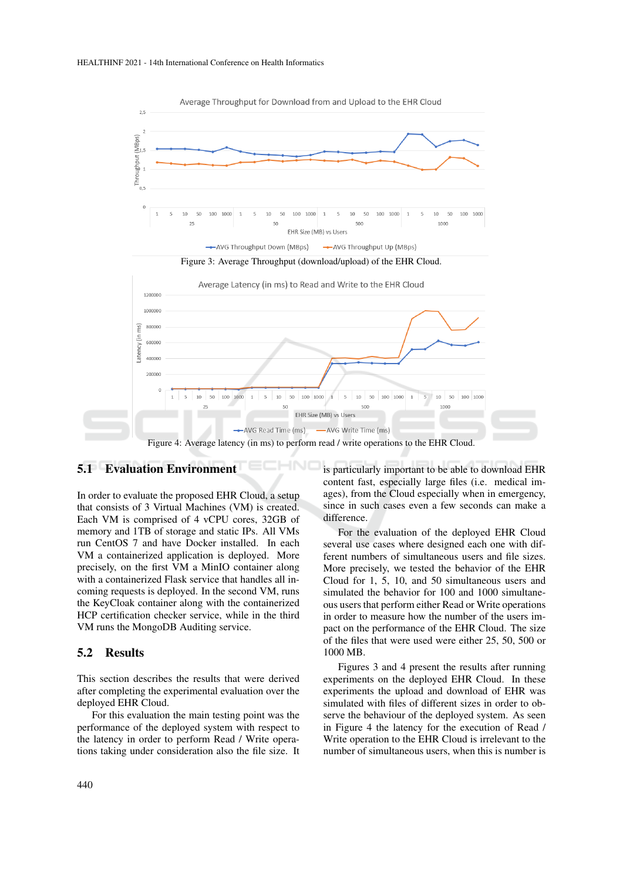Figure 3: Average Throughput (download/upload) of the EHR Cloud.

Figure 4: Average latency (in ms) to perform read / write operations to the EHR Cloud.

## 5.1 Evaluation Environment

In order to evaluate the proposed EHR Cloud, a setup that consists of 3 Virtual Machines (VM) is created. Each VM is comprised of 4 vCPU cores, 32GB of memory and 1TB of storage and static IPs. All VMs run CentOS 7 and have Docker installed. In each VM a containerized application is deployed. More precisely, on the first VM a MinIO container along with a containerized Flask service that handles all incoming requests is deployed. In the second VM, runs the KeyCloak container along with the containerized HCP certification checker service, while in the third VM runs the MongoDB Auditing service.

## 5.2 Results

This section describes the results that were derived after completing the experimental evaluation over the deployed EHR Cloud.

For this evaluation the main testing point was the performance of the deployed system with respect to the latency in order to perform Read / Write operations taking under consideration also the file size. It is particularly important to be able to download EHR content fast, especially large files (i.e. medical images), from the Cloud especially when in emergency, since in such cases even a few seconds can make a difference.

For the evaluation of the deployed EHR Cloud several use cases where designed each one with different numbers of simultaneous users and file sizes. More precisely, we tested the behavior of the EHR Cloud for 1, 5, 10, and 50 simultaneous users and simulated the behavior for 100 and 1000 simultaneous users that perform either Read or Write operations in order to measure how the number of the users impact the performance of the EHR Cloud. The size of the files that were used were either 25, 50, 500 or 1000 MB.

Figures 3 and 4 present the results after running experiments on the deployed EHR Cloud. In these experiments the upload and download of EHR was simulated with files of different sizes in order to observe the behaviour of the deployed system. As seen in Figure 4 the latency for the execution of Read / Write operation to the EHR Cloud is irrelevant to the number of simultaneous users, when this number is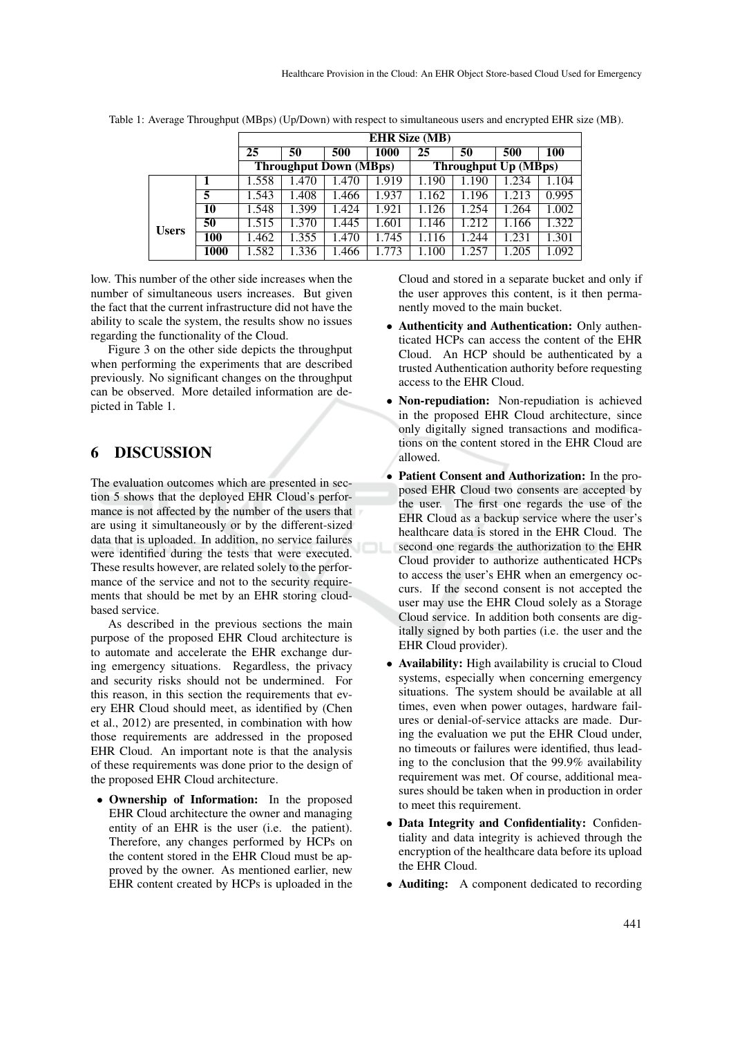Table 1: Average Throughput (MBps) (Up/Down) with respect to simultaneous users and encrypted EHR size (MB).

| | | EHR Size (MB) | | | | | | | |
|---|---|---|---|---|---|---|---|---|---|
| | | 25 | 50 | 500 | 1000 | 25 | 50 | 500 | 100 |
| | | Throughput Down (MBps) | | | | Throughput Up (MBps) | | | |
| Users | 1 | 1.558 | 1.470 | 1.470 | 1.919 | 1.190 | 1.190 | 1.234 | 1.104 |
| | 5 | 1.543 | 1.408 | 1.466 | 1.937 | 1.162 | 1.196 | 1.213 | 0.995 |
| | 10 | 1.548 | 1.399 | 1.424 | 1.921 | 1.126 | 1.254 | 1.264 | 1.002 |
| | 50 | 1.515 | 1.370 | 1.445 | 1.601 | 1.146 | 1.212 | 1.166 | 1.322 |
| | 100 | 1.462 | 1.355 | 1.470 | 1.745 | 1.116 | 1.244 | 1.231 | 1.301 |
| | 1000 | 1.582 | 1.336 | 1.466 | 1.773 | 1.100 | 1.257 | 1.205 | 1.092 |

low. This number of the other side increases when the number of simultaneous users increases. But given the fact that the current infrastructure did not have the ability to scale the system, the results show no issues regarding the functionality of the Cloud.

Figure 3 on the other side depicts the throughput when performing the experiments that are described previously. No significant changes on the throughput can be observed. More detailed information are depicted in Table 1.

## 6 DISCUSSION

The evaluation outcomes which are presented in section 5 shows that the deployed EHR Cloud's performance is not affected by the number of the users that are using it simultaneously or by the different-sized data that is uploaded. In addition, no service failures were identified during the tests that were executed. These results however, are related solely to the performance of the service and not to the security requirements that should be met by an EHR storing cloud-based service.

As described in the previous sections the main purpose of the proposed EHR Cloud architecture is to automate and accelerate the EHR exchange during emergency situations. Regardless, the privacy and security risks should not be undermined. For this reason, in this section the requirements that every EHR Cloud should meet, as identified by (Chen et al., 2012) are presented, in combination with how those requirements are addressed in the proposed EHR Cloud. An important note is that the analysis of these requirements was done prior to the design of the proposed EHR Cloud architecture.

- **Ownership of Information:** In the proposed EHR Cloud architecture the owner and managing entity of an EHR is the user (i.e. the patient). Therefore, any changes performed by HCPs on the content stored in the EHR Cloud must be approved by the owner. As mentioned earlier, new EHR content created by HCPs is uploaded in the Cloud and stored in a separate bucket and only if the user approves this content, is it then permanently moved to the main bucket.
- **Authenticity and Authentication:** Only authenticated HCPs can access the content of the EHR Cloud. An HCP should be authenticated by a trusted Authentication authority before requesting access to the EHR Cloud.
- **Non-repudiation:** Non-repudiation is achieved in the proposed EHR Cloud architecture, since only digitally signed transactions and modifications on the content stored in the EHR Cloud are allowed.
- **Patient Consent and Authorization:** In the proposed EHR Cloud two consents are accepted by the user. The first one regards the use of the EHR Cloud as a backup service where the user's healthcare data is stored in the EHR Cloud. The second one regards the authorization to the EHR Cloud provider to authorize authenticated HCPs to access the user's EHR when an emergency occurs. If the second consent is not accepted the user may use the EHR Cloud solely as a Storage Cloud service. In addition both consents are digitally signed by both parties (i.e. the user and the EHR Cloud provider).
- **Availability:** High availability is crucial to Cloud systems, especially when concerning emergency situations. The system should be available at all times, even when power outages, hardware failures or denial-of-service attacks are made. During the evaluation we put the EHR Cloud under, no timeouts or failures were identified, thus leading to the conclusion that the 99.9% availability requirement was met. Of course, additional measures should be taken when in production in order to meet this requirement.
- **Data Integrity and Confidentiality:** Confidentiality and data integrity is achieved through the encryption of the healthcare data before its upload the EHR Cloud.
- **Auditing:** A component dedicated to recording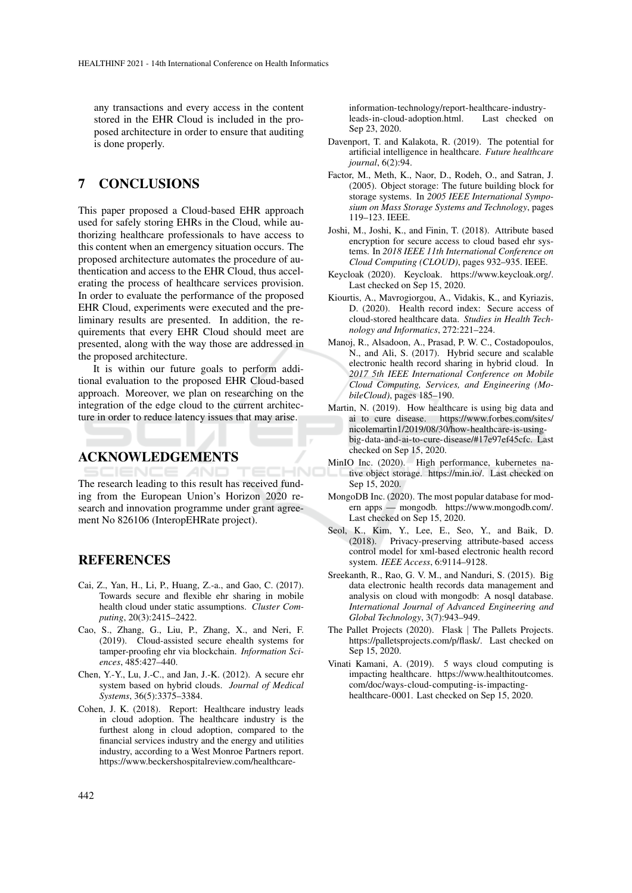any transactions and every access in the content stored in the EHR Cloud is included in the proposed architecture in order to ensure that auditing is done properly.

## 7 CONCLUSIONS

This paper proposed a Cloud-based EHR approach used for safely storing EHRs in the Cloud, while authorizing healthcare professionals to have access to this content when an emergency situation occurs. The proposed architecture automates the procedure of authentication and access to the EHR Cloud, thus accelerating the process of healthcare services provision. In order to evaluate the performance of the proposed EHR Cloud, experiments were executed and the preliminary results are presented. In addition, the requirements that every EHR Cloud should meet are presented, along with the way those are addressed in the proposed architecture.

It is within our future goals to perform additional evaluation to the proposed EHR Cloud-based approach. Moreover, we plan on researching on the integration of the edge cloud to the current architecture in order to reduce latency issues that may arise.

## ACKNOWLEDGEMENTS

The research leading to this result has received funding from the European Union's Horizon 2020 research and innovation programme under grant agreement No 826106 (InteropEHRate project).

## REFERENCES

Cai, Z., Yan, H., Li, P., Huang, Z.-a., and Gao, C. (2017). Towards secure and flexible ehr sharing in mobile health cloud under static assumptions. *Cluster Computing*, 20(3):2415–2422.

Cao, S., Zhang, G., Liu, P., Zhang, X., and Neri, F. (2019). Cloud-assisted secure ehealth systems for tamper-proofing ehr via blockchain. *Information Sciences*, 485:427–440.

Chen, Y.-Y., Lu, J.-C., and Jan, J.-K. (2012). A secure ehr system based on hybrid clouds. *Journal of Medical Systems*, 36(5):3375–3384.

Cohen, J. K. (2018). Report: Healthcare industry leads in cloud adoption. The healthcare industry is the furthest along in cloud adoption, compared to the financial services industry and the energy and utilities industry, according to a West Monroe Partners report. https://www.beckershospitalreview.com/healthcare-information-technology/report-healthcare-industry-leads-in-cloud-adoption.html. Last checked on Sep 23, 2020.

Davenport, T. and Kalakota, R. (2019). The potential for artificial intelligence in healthcare. *Future healthcare journal*, 6(2):94.

Factor, M., Meth, K., Naor, D., Rodeh, O., and Satran, J. (2005). Object storage: The future building block for storage systems. In *2005 IEEE International Symposium on Mass Storage Systems and Technology*, pages 119–123. IEEE.

Joshi, M., Joshi, K., and Finin, T. (2018). Attribute based encryption for secure access to cloud based ehr systems. In *2018 IEEE 11th International Conference on Cloud Computing (CLOUD)*, pages 932–935. IEEE.

Keycloak (2020). Keycloak. https://www.keycloak.org/. Last checked on Sep 15, 2020.

Kiourtis, A., Mavrogiorgou, A., Vidakis, K., and Kyriazis, D. (2020). Health record index: Secure access of cloud-stored healthcare data. *Studies in Health Technology and Informatics*, 272:221–224.

Manoj, R., Alsadoon, A., Prasad, P. W. C., Costadopoulos, N., and Ali, S. (2017). Hybrid secure and scalable electronic health record sharing in hybrid cloud. In *2017 5th IEEE International Conference on Mobile Cloud Computing, Services, and Engineering (MobileCloud)*, pages 185–190.

Martin, N. (2019). How healthcare is using big data and ai to cure disease. https://www.forbes.com/sites/nicolemartin1/2019/08/30/how-healthcare-is-using-big-data-and-ai-to-cure-disease/#17e97ef45cfc. Last checked on Sep 15, 2020.

MinIO Inc. (2020). High performance, kubernetes native object storage. https://min.io/. Last checked on Sep 15, 2020.

MongoDB Inc. (2020). The most popular database for modern apps — mongodb. https://www.mongodb.com/. Last checked on Sep 15, 2020.

Seol, K., Kim, Y., Lee, E., Seo, Y., and Baik, D. (2018). Privacy-preserving attribute-based access control model for xml-based electronic health record system. *IEEE Access*, 6:9114–9128.

Sreekanth, R., Rao, G. V. M., and Nanduri, S. (2015). Big data electronic health records data management and analysis on cloud with mongodb: A nosql database. *International Journal of Advanced Engineering and Global Technology*, 3(7):943–949.

The Pallet Projects (2020). Flask | The Pallets Projects. https://palletsprojects.com/p/flask/. Last checked on Sep 15, 2020.

Vinati Kamani, A. (2019). 5 ways cloud computing is impacting healthcare. https://www.healthitoutcomes.com/doc/ways-cloud-computing-is-impacting-healthcare-0001. Last checked on Sep 15, 2020.